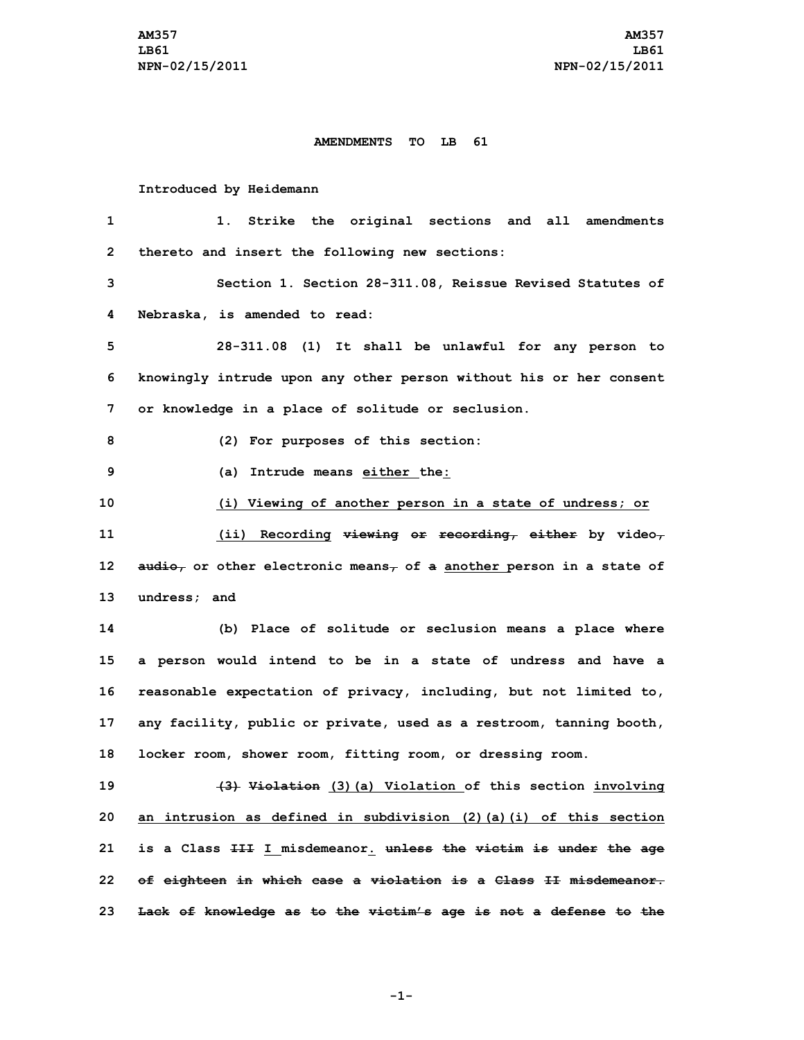**AMENDMENTS TO LB 61**

Introduced by Heidemann

1. Strike the original sections and all amendments thereto and insert the following new sections:

Section 1. Section 28-311.08, Reissue Revised Statutes of Nebraska, is amended to read:

28-311.08 (1) It shall be unlawful for any person to knowingly intrude upon any other person without his or her consent or knowledge in a place of solitude or seclusion.

(2) For purposes of this section:

(a) Intrude means <u>either</u> the<u>:</u>

<u>(i) Viewing of another person in a state of undress; or</u>

<u>(ii) Recording</u> ~~viewing or recording, either~~ by video~~,~~ ~~audio,~~ or other electronic means~~,~~ of ~~a~~ <u>another</u> person in a state of undress; and

(b) Place of solitude or seclusion means a place where a person would intend to be in a state of undress and have a reasonable expectation of privacy, including, but not limited to, any facility, public or private, used as a restroom, tanning booth, locker room, shower room, fitting room, or dressing room.

~~(3) Violation~~ <u>(3)(a) Violation</u> of this section <u>involving an intrusion as defined in subdivision (2)(a)(i) of this section</u> is a Class ~~III~~ <u>I</u> misdemeanor<u>.</u> ~~unless the victim is under the age of eighteen in which case a violation is a Class II misdemeanor. Lack of knowledge as to the victim's age is not a defense to the~~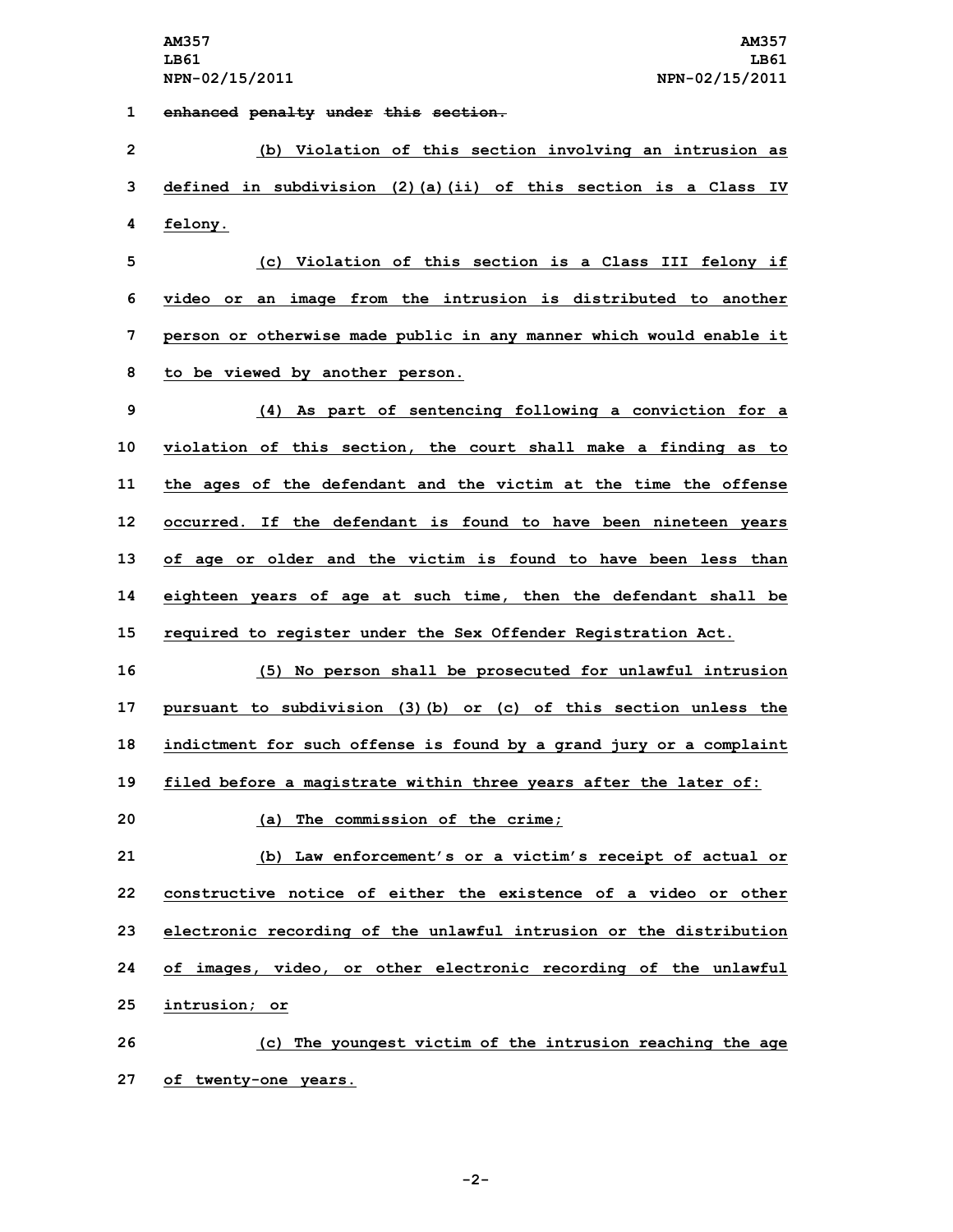~~enhanced penalty under this section.~~

(b) Violation of this section involving an intrusion as defined in subdivision (2)(a)(ii) of this section is a Class IV felony.

(c) Violation of this section is a Class III felony if video or an image from the intrusion is distributed to another person or otherwise made public in any manner which would enable it to be viewed by another person.

(4) As part of sentencing following a conviction for a violation of this section, the court shall make a finding as to the ages of the defendant and the victim at the time the offense occurred. If the defendant is found to have been nineteen years of age or older and the victim is found to have been less than eighteen years of age at such time, then the defendant shall be required to register under the Sex Offender Registration Act.

(5) No person shall be prosecuted for unlawful intrusion pursuant to subdivision (3)(b) or (c) of this section unless the indictment for such offense is found by a grand jury or a complaint filed before a magistrate within three years after the later of:

(a) The commission of the crime;

(b) Law enforcement's or a victim's receipt of actual or constructive notice of either the existence of a video or other electronic recording of the unlawful intrusion or the distribution of images, video, or other electronic recording of the unlawful intrusion; or

(c) The youngest victim of the intrusion reaching the age of twenty-one years.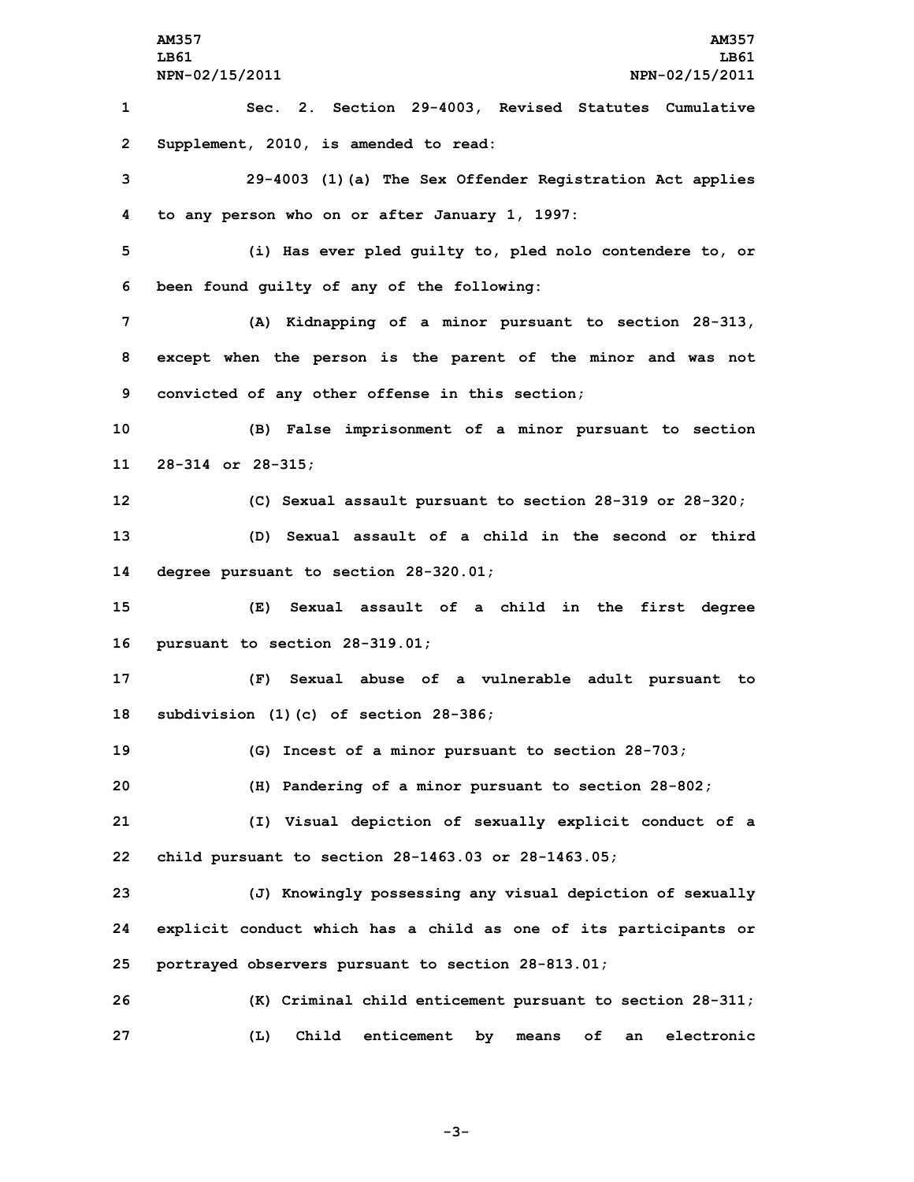Sec. 2. Section 29-4003, Revised Statutes Cumulative Supplement, 2010, is amended to read:

29-4003 (1)(a) The Sex Offender Registration Act applies to any person who on or after January 1, 1997:

(i) Has ever pled guilty to, pled nolo contendere to, or been found guilty of any of the following:

(A) Kidnapping of a minor pursuant to section 28-313, except when the person is the parent of the minor and was not convicted of any other offense in this section;

(B) False imprisonment of a minor pursuant to section 28-314 or 28-315;

(C) Sexual assault pursuant to section 28-319 or 28-320;

(D) Sexual assault of a child in the second or third degree pursuant to section 28-320.01;

(E) Sexual assault of a child in the first degree pursuant to section 28-319.01;

(F) Sexual abuse of a vulnerable adult pursuant to subdivision (1)(c) of section 28-386;

(G) Incest of a minor pursuant to section 28-703;

(H) Pandering of a minor pursuant to section 28-802;

(I) Visual depiction of sexually explicit conduct of a child pursuant to section 28-1463.03 or 28-1463.05;

(J) Knowingly possessing any visual depiction of sexually explicit conduct which has a child as one of its participants or portrayed observers pursuant to section 28-813.01;

(K) Criminal child enticement pursuant to section 28-311;

(L) Child enticement by means of an electronic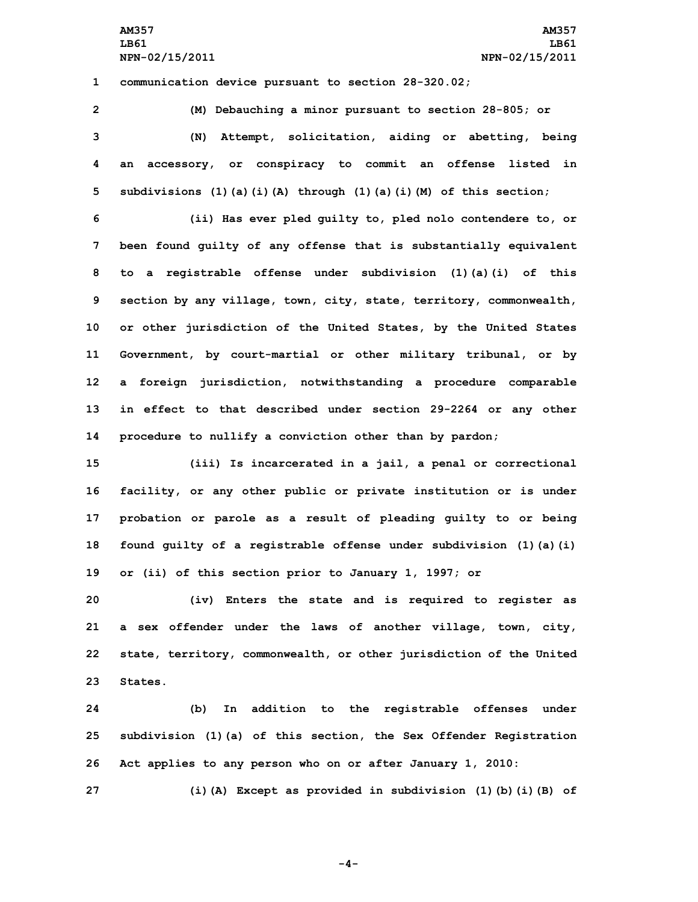communication device pursuant to section 28-320.02;

(M) Debauching a minor pursuant to section 28-805; or

(N) Attempt, solicitation, aiding or abetting, being an accessory, or conspiracy to commit an offense listed in subdivisions (1)(a)(i)(A) through (1)(a)(i)(M) of this section;

(ii) Has ever pled guilty to, pled nolo contendere to, or been found guilty of any offense that is substantially equivalent to a registrable offense under subdivision (1)(a)(i) of this section by any village, town, city, state, territory, commonwealth, or other jurisdiction of the United States, by the United States Government, by court-martial or other military tribunal, or by a foreign jurisdiction, notwithstanding a procedure comparable in effect to that described under section 29-2264 or any other procedure to nullify a conviction other than by pardon;

(iii) Is incarcerated in a jail, a penal or correctional facility, or any other public or private institution or is under probation or parole as a result of pleading guilty to or being found guilty of a registrable offense under subdivision (1)(a)(i) or (ii) of this section prior to January 1, 1997; or

(iv) Enters the state and is required to register as a sex offender under the laws of another village, town, city, state, territory, commonwealth, or other jurisdiction of the United States.

(b) In addition to the registrable offenses under subdivision (1)(a) of this section, the Sex Offender Registration Act applies to any person who on or after January 1, 2010:

(i)(A) Except as provided in subdivision (1)(b)(i)(B) of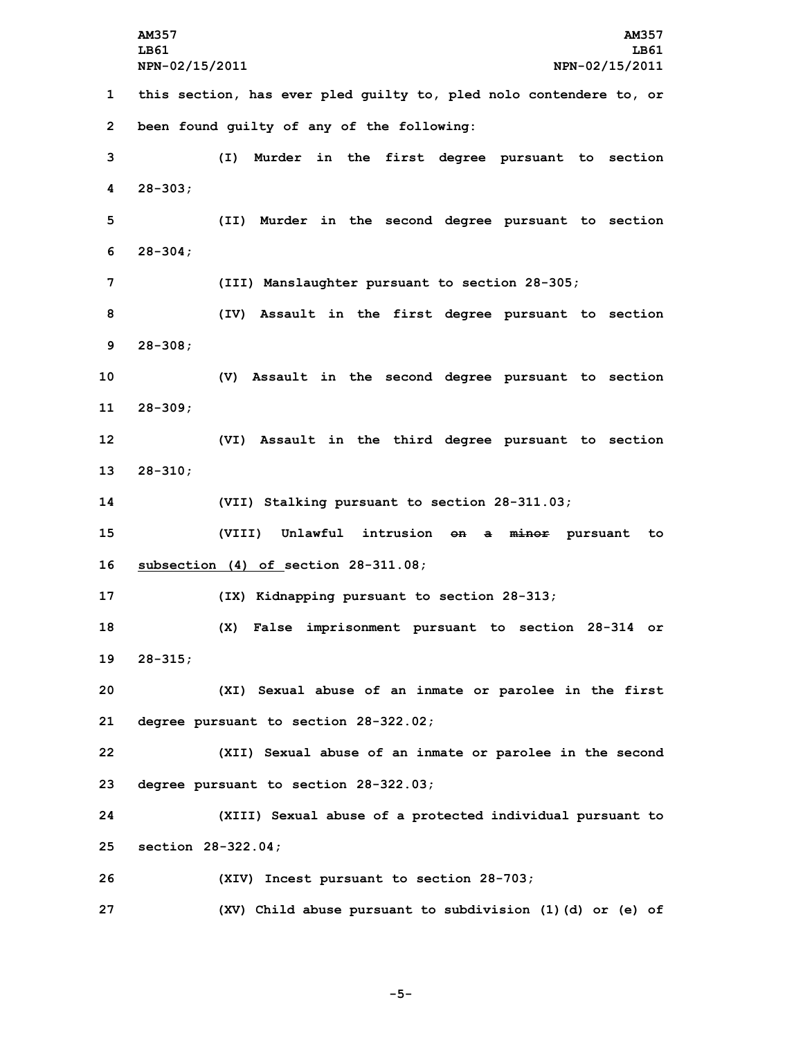this section, has ever pled guilty to, pled nolo contendere to, or been found guilty of any of the following:

(I) Murder in the first degree pursuant to section 28-303;

(II) Murder in the second degree pursuant to section 28-304;

(III) Manslaughter pursuant to section 28-305;

(IV) Assault in the first degree pursuant to section 28-308;

(V) Assault in the second degree pursuant to section 28-309;

(VI) Assault in the third degree pursuant to section 28-310;

(VII) Stalking pursuant to section 28-311.03;

(VIII) Unlawful intrusion ~~on a minor~~ pursuant to subsection (4) of section 28-311.08;

(IX) Kidnapping pursuant to section 28-313;

(X) False imprisonment pursuant to section 28-314 or 28-315;

(XI) Sexual abuse of an inmate or parolee in the first degree pursuant to section 28-322.02;

(XII) Sexual abuse of an inmate or parolee in the second degree pursuant to section 28-322.03;

(XIII) Sexual abuse of a protected individual pursuant to section 28-322.04;

(XIV) Incest pursuant to section 28-703;

(XV) Child abuse pursuant to subdivision (1)(d) or (e) of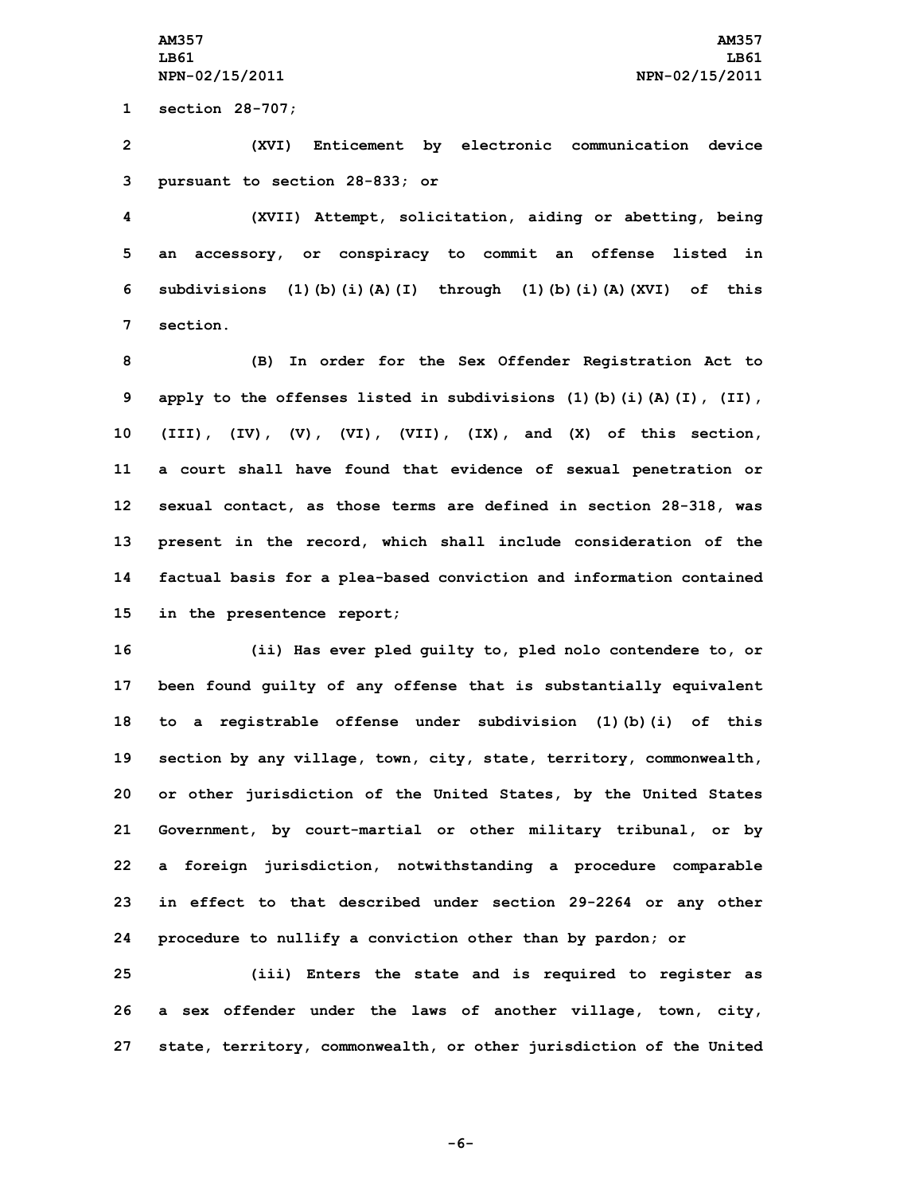section 28-707;

(XVI) Enticement by electronic communication device pursuant to section 28-833; or

(XVII) Attempt, solicitation, aiding or abetting, being an accessory, or conspiracy to commit an offense listed in subdivisions (1)(b)(i)(A)(I) through (1)(b)(i)(A)(XVI) of this section.

(B) In order for the Sex Offender Registration Act to apply to the offenses listed in subdivisions (1)(b)(i)(A)(I), (II), (III), (IV), (V), (VI), (VII), (IX), and (X) of this section, a court shall have found that evidence of sexual penetration or sexual contact, as those terms are defined in section 28-318, was present in the record, which shall include consideration of the factual basis for a plea-based conviction and information contained in the presentence report;

(ii) Has ever pled guilty to, pled nolo contendere to, or been found guilty of any offense that is substantially equivalent to a registrable offense under subdivision (1)(b)(i) of this section by any village, town, city, state, territory, commonwealth, or other jurisdiction of the United States, by the United States Government, by court-martial or other military tribunal, or by a foreign jurisdiction, notwithstanding a procedure comparable in effect to that described under section 29-2264 or any other procedure to nullify a conviction other than by pardon; or

(iii) Enters the state and is required to register as a sex offender under the laws of another village, town, city, state, territory, commonwealth, or other jurisdiction of the United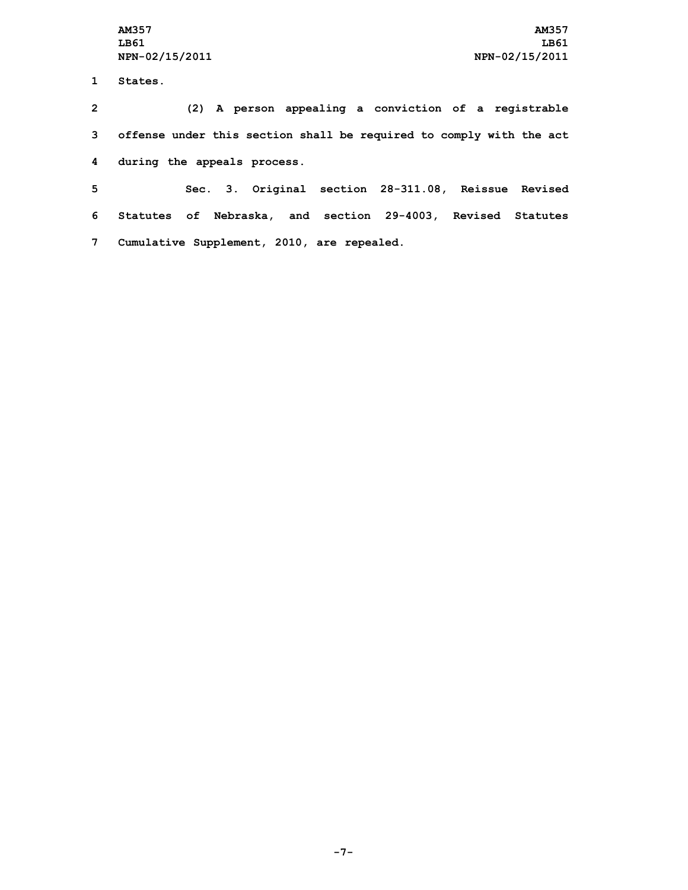States.

(2) A person appealing a conviction of a registrable offense under this section shall be required to comply with the act during the appeals process.

Sec. 3. Original section 28-311.08, Reissue Revised Statutes of Nebraska, and section 29-4003, Revised Statutes Cumulative Supplement, 2010, are repealed.